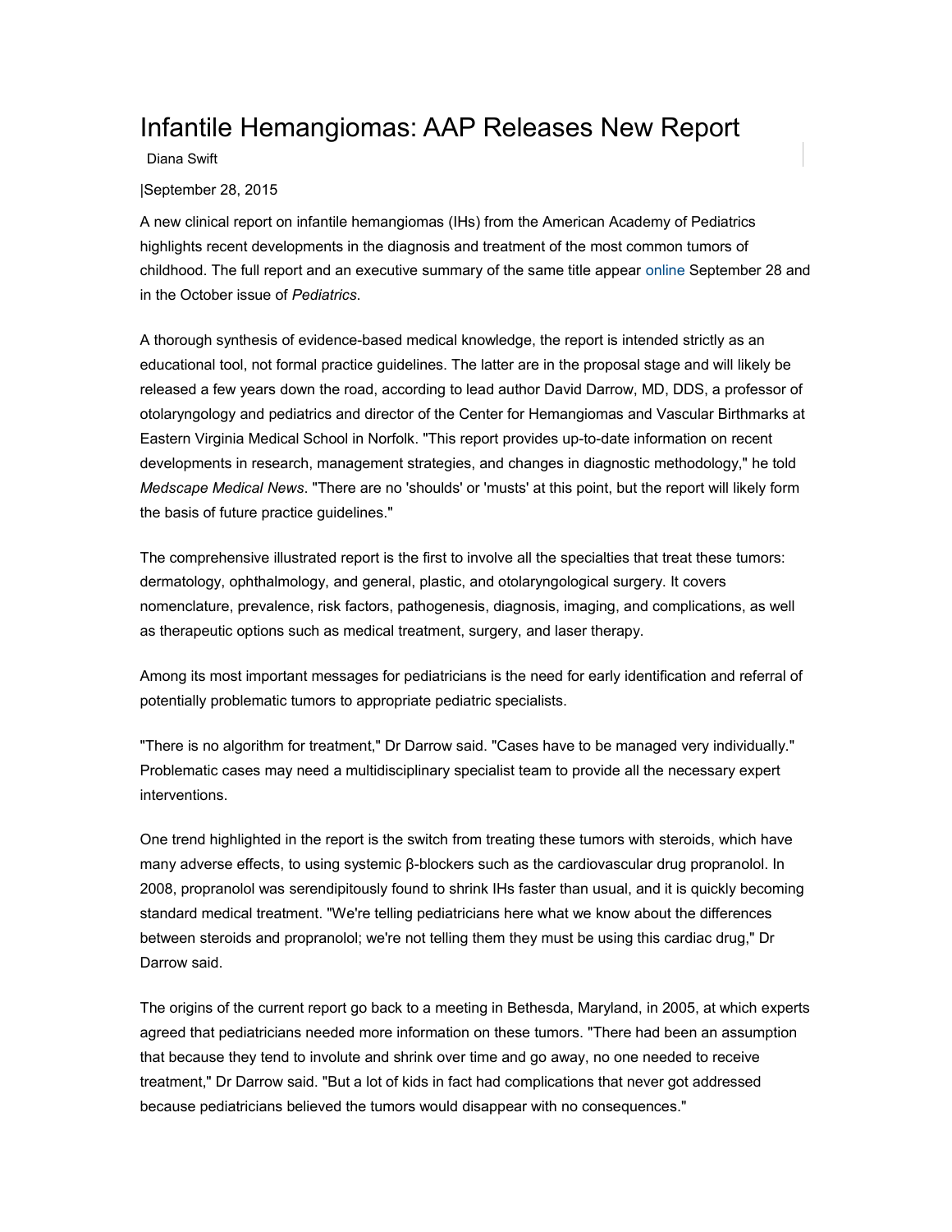# Infantile Hemangiomas: AAP Releases New Report

Diana Swift

|September 28, 2015

A new clinical report on infantile hemangiomas (IHs) from the American Academy of Pediatrics highlights recent developments in the diagnosis and treatment of the most common tumors of childhood. The full report and an executive summary of the same title appear online September 28 and in the October issue of *Pediatrics*.

A thorough synthesis of evidence-based medical knowledge, the report is intended strictly as an educational tool, not formal practice guidelines. The latter are in the proposal stage and will likely be released a few years down the road, according to lead author David Darrow, MD, DDS, a professor of otolaryngology and pediatrics and director of the Center for Hemangiomas and Vascular Birthmarks at Eastern Virginia Medical School in Norfolk. "This report provides up-to-date information on recent developments in research, management strategies, and changes in diagnostic methodology," he told *Medscape Medical News*. "There are no 'shoulds' or 'musts' at this point, but the report will likely form the basis of future practice guidelines."

The comprehensive illustrated report is the first to involve all the specialties that treat these tumors: dermatology, ophthalmology, and general, plastic, and otolaryngological surgery. It covers nomenclature, prevalence, risk factors, pathogenesis, diagnosis, imaging, and complications, as well as therapeutic options such as medical treatment, surgery, and laser therapy.

Among its most important messages for pediatricians is the need for early identification and referral of potentially problematic tumors to appropriate pediatric specialists.

"There is no algorithm for treatment," Dr Darrow said. "Cases have to be managed very individually." Problematic cases may need a multidisciplinary specialist team to provide all the necessary expert interventions.

One trend highlighted in the report is the switch from treating these tumors with steroids, which have many adverse effects, to using systemic β-blockers such as the cardiovascular drug propranolol. In 2008, propranolol was serendipitously found to shrink IHs faster than usual, and it is quickly becoming standard medical treatment. "We're telling pediatricians here what we know about the differences between steroids and propranolol; we're not telling them they must be using this cardiac drug," Dr Darrow said.

The origins of the current report go back to a meeting in Bethesda, Maryland, in 2005, at which experts agreed that pediatricians needed more information on these tumors. "There had been an assumption that because they tend to involute and shrink over time and go away, no one needed to receive treatment," Dr Darrow said. "But a lot of kids in fact had complications that never got addressed because pediatricians believed the tumors would disappear with no consequences."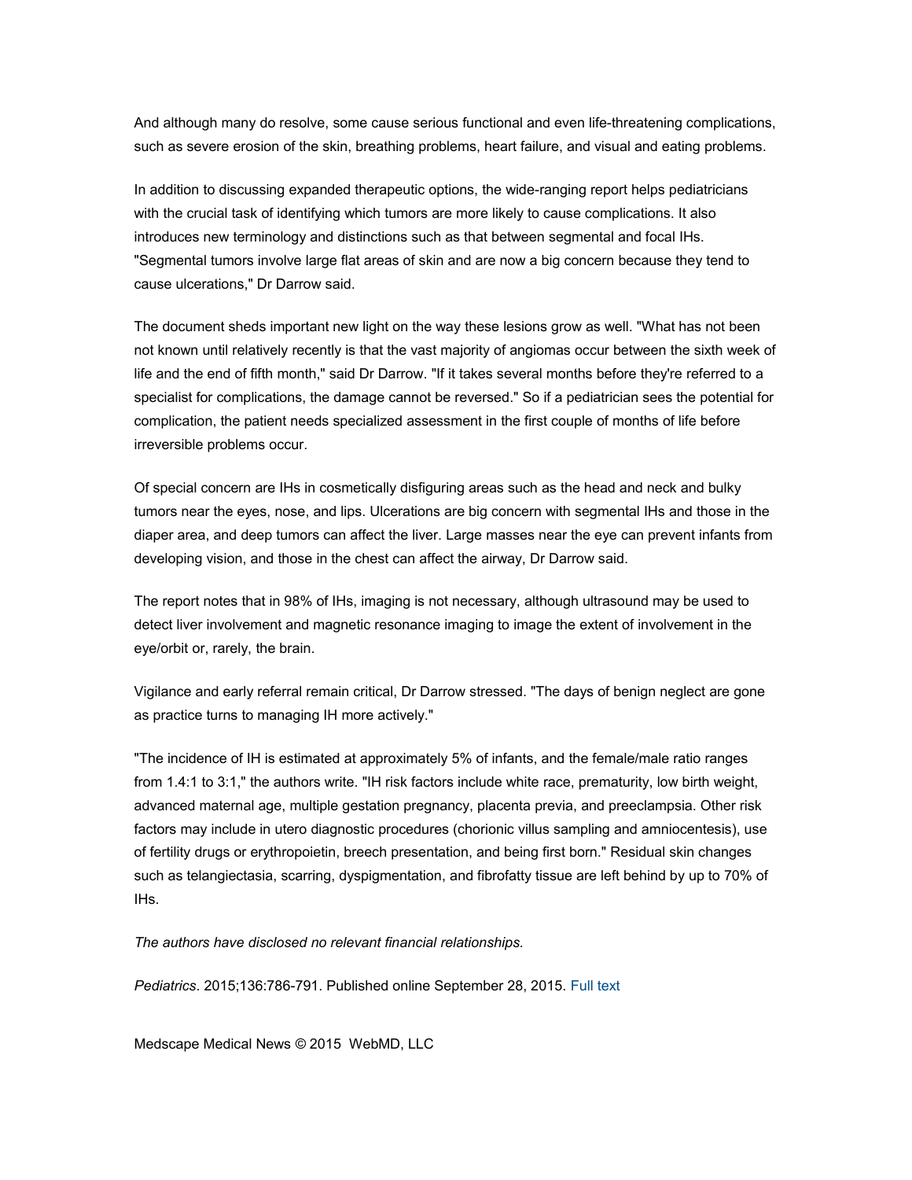And although many do resolve, some cause serious functional and even life-threatening complications, such as severe erosion of the skin, breathing problems, heart failure, and visual and eating problems.

In addition to discussing expanded therapeutic options, the wide-ranging report helps pediatricians with the crucial task of identifying which tumors are more likely to cause complications. It also introduces new terminology and distinctions such as that between segmental and focal IHs. "Segmental tumors involve large flat areas of skin and are now a big concern because they tend to cause ulcerations," Dr Darrow said.

The document sheds important new light on the way these lesions grow as well. "What has not been not known until relatively recently is that the vast majority of angiomas occur between the sixth week of life and the end of fifth month," said Dr Darrow. "If it takes several months before they're referred to a specialist for complications, the damage cannot be reversed." So if a pediatrician sees the potential for complication, the patient needs specialized assessment in the first couple of months of life before irreversible problems occur.

Of special concern are IHs in cosmetically disfiguring areas such as the head and neck and bulky tumors near the eyes, nose, and lips. Ulcerations are big concern with segmental IHs and those in the diaper area, and deep tumors can affect the liver. Large masses near the eye can prevent infants from developing vision, and those in the chest can affect the airway, Dr Darrow said.

The report notes that in 98% of IHs, imaging is not necessary, although ultrasound may be used to detect liver involvement and magnetic resonance imaging to image the extent of involvement in the eye/orbit or, rarely, the brain.

Vigilance and early referral remain critical, Dr Darrow stressed. "The days of benign neglect are gone as practice turns to managing IH more actively."

"The incidence of IH is estimated at approximately 5% of infants, and the female/male ratio ranges from 1.4:1 to 3:1," the authors write. "IH risk factors include white race, prematurity, low birth weight, advanced maternal age, multiple gestation pregnancy, placenta previa, and preeclampsia. Other risk factors may include in utero diagnostic procedures (chorionic villus sampling and amniocentesis), use of fertility drugs or erythropoietin, breech presentation, and being first born." Residual skin changes such as telangiectasia, scarring, dyspigmentation, and fibrofatty tissue are left behind by up to 70% of IHs.

*The authors have disclosed no relevant financial relationships.*

*Pediatrics*. 2015;136:786-791. Published online September 28, 2015. Full text

Medscape Medical News © 2015 WebMD, LLC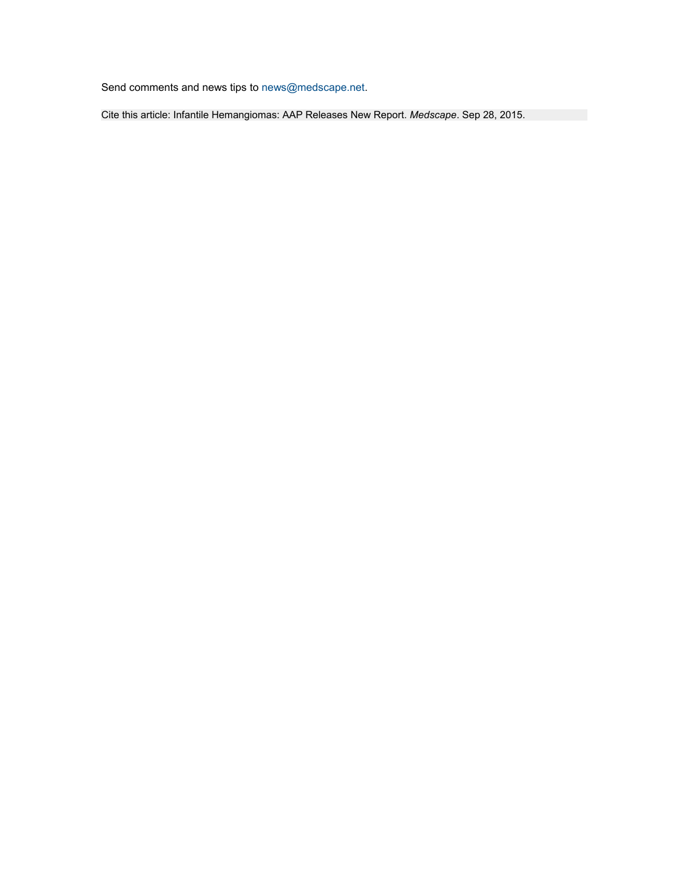Send comments and news tips to news@medscape.net.

Cite this article: Infantile Hemangiomas: AAP Releases New Report. *Medscape*. Sep 28, 2015.